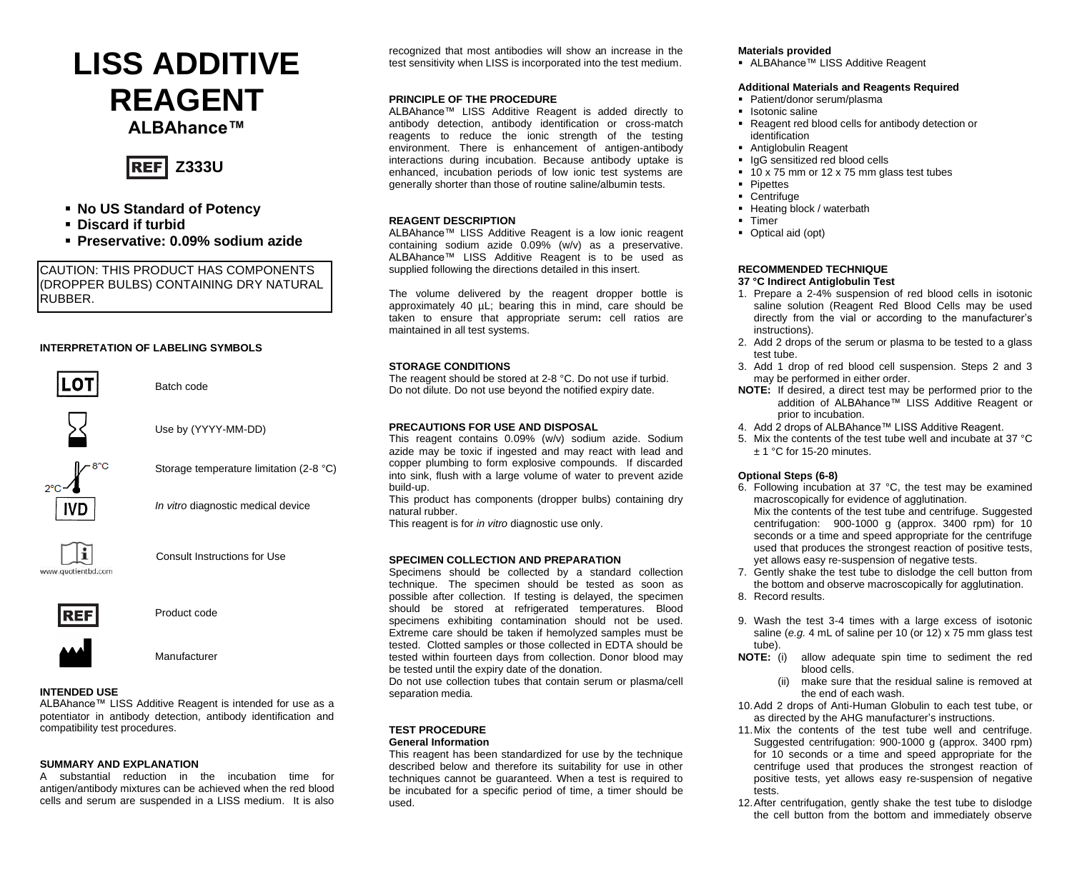# LISS ADDITIVE REAGENT

## ALBAhance™

REF Z333U

- **No US Standard of Potency**
- **Discard if turbid**
- **Preservative: 0.09% sodium azide**

CAUTION: THIS PRODUCT HAS COMPONENTS (DROPPER BULBS) CONTAINING DRY NATURAL RUBBER.

### INTERPRETATION OF LABELING SYMBOLS

| | |
|---|---|
| LOT | Batch code |
| | Use by (YYYY-MM-DD) |
| 2°C – 8°C | Storage temperature limitation (2-8 °C) |
| IVD | *In vitro* diagnostic medical device |
| www.quotientbd.com | Consult Instructions for Use |
| REF | Product code |
| | Manufacturer |

### INTENDED USE

ALBAhance™ LISS Additive Reagent is intended for use as a potentiator in antibody detection, antibody identification and compatibility test procedures.

### SUMMARY AND EXPLANATION

A substantial reduction in the incubation time for antigen/antibody mixtures can be achieved when the red blood cells and serum are suspended in a LISS medium. It is also recognized that most antibodies will show an increase in the test sensitivity when LISS is incorporated into the test medium.

### PRINCIPLE OF THE PROCEDURE

ALBAhance™ LISS Additive Reagent is added directly to antibody detection, antibody identification or cross-match reagents to reduce the ionic strength of the testing environment. There is enhancement of antigen-antibody interactions during incubation. Because antibody uptake is enhanced, incubation periods of low ionic test systems are generally shorter than those of routine saline/albumin tests.

### REAGENT DESCRIPTION

ALBAhance™ LISS Additive Reagent is a low ionic reagent containing sodium azide 0.09% (w/v) as a preservative. ALBAhance™ LISS Additive Reagent is to be used as supplied following the directions detailed in this insert.

The volume delivered by the reagent dropper bottle is approximately 40 µL; bearing this in mind, care should be taken to ensure that appropriate serum**:** cell ratios are maintained in all test systems.

### STORAGE CONDITIONS

The reagent should be stored at 2-8 °C. Do not use if turbid. Do not dilute. Do not use beyond the notified expiry date.

### PRECAUTIONS FOR USE AND DISPOSAL

This reagent contains 0.09% (w/v) sodium azide. Sodium azide may be toxic if ingested and may react with lead and copper plumbing to form explosive compounds. If discarded into sink, flush with a large volume of water to prevent azide build-up.

This product has components (dropper bulbs) containing dry natural rubber.

This reagent is for *in vitro* diagnostic use only.

### SPECIMEN COLLECTION AND PREPARATION

Specimens should be collected by a standard collection technique. The specimen should be tested as soon as possible after collection. If testing is delayed, the specimen should be stored at refrigerated temperatures. Blood specimens exhibiting contamination should not be used. Extreme care should be taken if hemolyzed samples must be tested. Clotted samples or those collected in EDTA should be tested within fourteen days from collection. Donor blood may be tested until the expiry date of the donation.

Do not use collection tubes that contain serum or plasma/cell separation media.

### TEST PROCEDURE

**General Information**

This reagent has been standardized for use by the technique described below and therefore its suitability for use in other techniques cannot be guaranteed. When a test is required to be incubated for a specific period of time, a timer should be used.

**Materials provided**

- ALBAhance™ LISS Additive Reagent

**Additional Materials and Reagents Required**

- Patient/donor serum/plasma
- Isotonic saline
- Reagent red blood cells for antibody detection or identification
- Antiglobulin Reagent
- IgG sensitized red blood cells
- 10 x 75 mm or 12 x 75 mm glass test tubes
- Pipettes
- Centrifuge
- Heating block / waterbath
- Timer
- Optical aid (opt)

### RECOMMENDED TECHNIQUE

**37 °C Indirect Antiglobulin Test**

1. Prepare a 2-4% suspension of red blood cells in isotonic saline solution (Reagent Red Blood Cells may be used directly from the vial or according to the manufacturer's instructions).
2. Add 2 drops of the serum or plasma to be tested to a glass test tube.
3. Add 1 drop of red blood cell suspension. Steps 2 and 3 may be performed in either order.

**NOTE:** If desired, a direct test may be performed prior to the addition of ALBAhance™ LISS Additive Reagent or prior to incubation.

4. Add 2 drops of ALBAhance™ LISS Additive Reagent.
5. Mix the contents of the test tube well and incubate at 37 °C ± 1 °C for 15-20 minutes.

**Optional Steps (6-8)**

6. Following incubation at 37 °C, the test may be examined macroscopically for evidence of agglutination. Mix the contents of the test tube and centrifuge. Suggested centrifugation: 900-1000 g (approx. 3400 rpm) for 10 seconds or a time and speed appropriate for the centrifuge used that produces the strongest reaction of positive tests, yet allows easy re-suspension of negative tests.
7. Gently shake the test tube to dislodge the cell button from the bottom and observe macroscopically for agglutination.
8. Record results.

9. Wash the test 3-4 times with a large excess of isotonic saline (*e.g.* 4 mL of saline per 10 (or 12) x 75 mm glass test tube).

**NOTE:** (i) allow adequate spin time to sediment the red blood cells.
(ii) make sure that the residual saline is removed at the end of each wash.

10. Add 2 drops of Anti-Human Globulin to each test tube, or as directed by the AHG manufacturer's instructions.
11. Mix the contents of the test tube well and centrifuge. Suggested centrifugation: 900-1000 g (approx. 3400 rpm) for 10 seconds or a time and speed appropriate for the centrifuge used that produces the strongest reaction of positive tests, yet allows easy re-suspension of negative tests.
12. After centrifugation, gently shake the test tube to dislodge the cell button from the bottom and immediately observe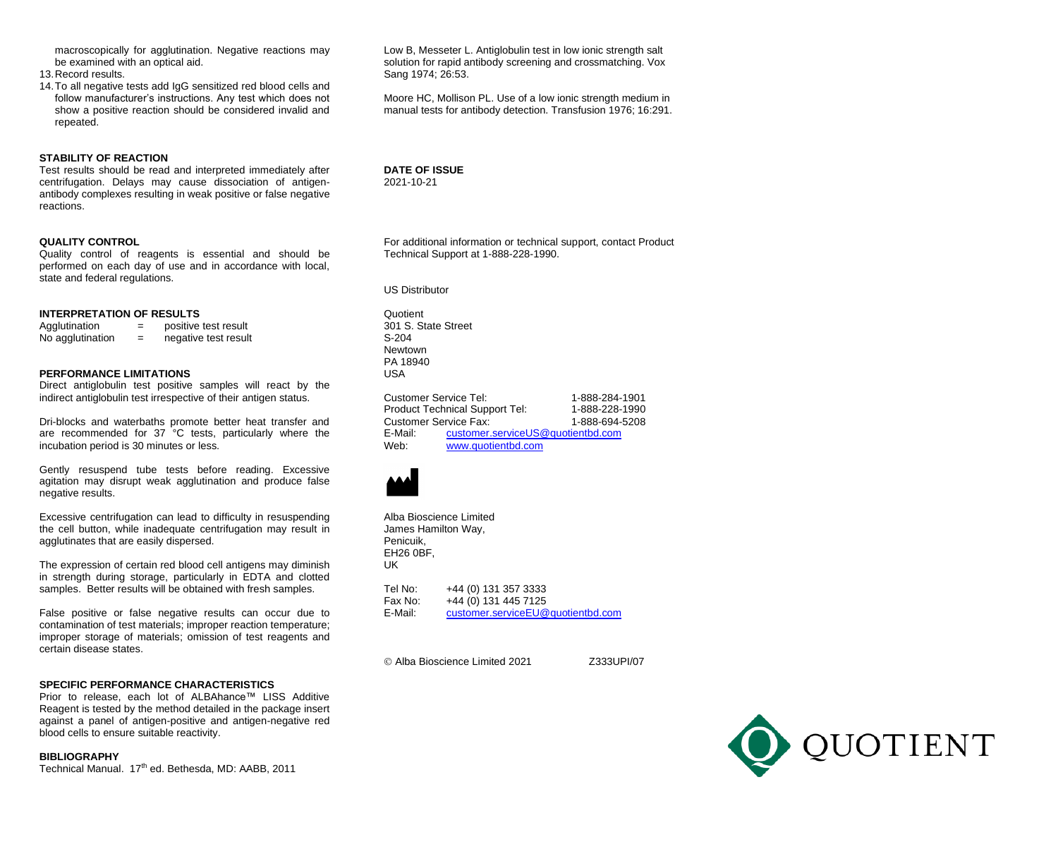macroscopically for agglutination. Negative reactions may be examined with an optical aid.

13. Record results.
14. To all negative tests add IgG sensitized red blood cells and follow manufacturer's instructions. Any test which does not show a positive reaction should be considered invalid and repeated.

**STABILITY OF REACTION**

Test results should be read and interpreted immediately after centrifugation. Delays may cause dissociation of antigen-antibody complexes resulting in weak positive or false negative reactions.

**QUALITY CONTROL**

Quality control of reagents is essential and should be performed on each day of use and in accordance with local, state and federal regulations.

**INTERPRETATION OF RESULTS**

| | | |
|---|---|---|
| Agglutination | = | positive test result |
| No agglutination | = | negative test result |

**PERFORMANCE LIMITATIONS**

Direct antiglobulin test positive samples will react by the indirect antiglobulin test irrespective of their antigen status.

Dri-blocks and waterbaths promote better heat transfer and are recommended for 37 °C tests, particularly where the incubation period is 30 minutes or less.

Gently resuspend tube tests before reading. Excessive agitation may disrupt weak agglutination and produce false negative results.

Excessive centrifugation can lead to difficulty in resuspending the cell button, while inadequate centrifugation may result in agglutinates that are easily dispersed.

The expression of certain red blood cell antigens may diminish in strength during storage, particularly in EDTA and clotted samples. Better results will be obtained with fresh samples.

False positive or false negative results can occur due to contamination of test materials; improper reaction temperature; improper storage of materials; omission of test reagents and certain disease states.

**SPECIFIC PERFORMANCE CHARACTERISTICS**

Prior to release, each lot of ALBAhance™ LISS Additive Reagent is tested by the method detailed in the package insert against a panel of antigen-positive and antigen-negative red blood cells to ensure suitable reactivity.

**BIBLIOGRAPHY**

Technical Manual. 17th ed. Bethesda, MD: AABB, 2011

Low B, Messeter L. Antiglobulin test in low ionic strength salt solution for rapid antibody screening and crossmatching. Vox Sang 1974; 26:53.

Moore HC, Mollison PL. Use of a low ionic strength medium in manual tests for antibody detection. Transfusion 1976; 16:291.

**DATE OF ISSUE**

2021-10-21

For additional information or technical support, contact Product Technical Support at 1-888-228-1990.

US Distributor

Quotient
301 S. State Street
S-204
Newtown
PA 18940
USA

| | |
|---|---|
| Customer Service Tel: | 1-888-284-1901 |
| Product Technical Support Tel: | 1-888-228-1990 |
| Customer Service Fax: | 1-888-694-5208 |
| E-Mail: | customer.serviceUS@quotientbd.com |
| Web: | www.quotientbd.com |

Alba Bioscience Limited
James Hamilton Way,
Penicuik,
EH26 0BF,
UK

| | |
|---|---|
| Tel No: | +44 (0) 131 357 3333 |
| Fax No: | +44 (0) 131 445 7125 |
| E-Mail: | customer.serviceEU@quotientbd.com |

© Alba Bioscience Limited 2021 Z333UPI/07

QUOTIENT